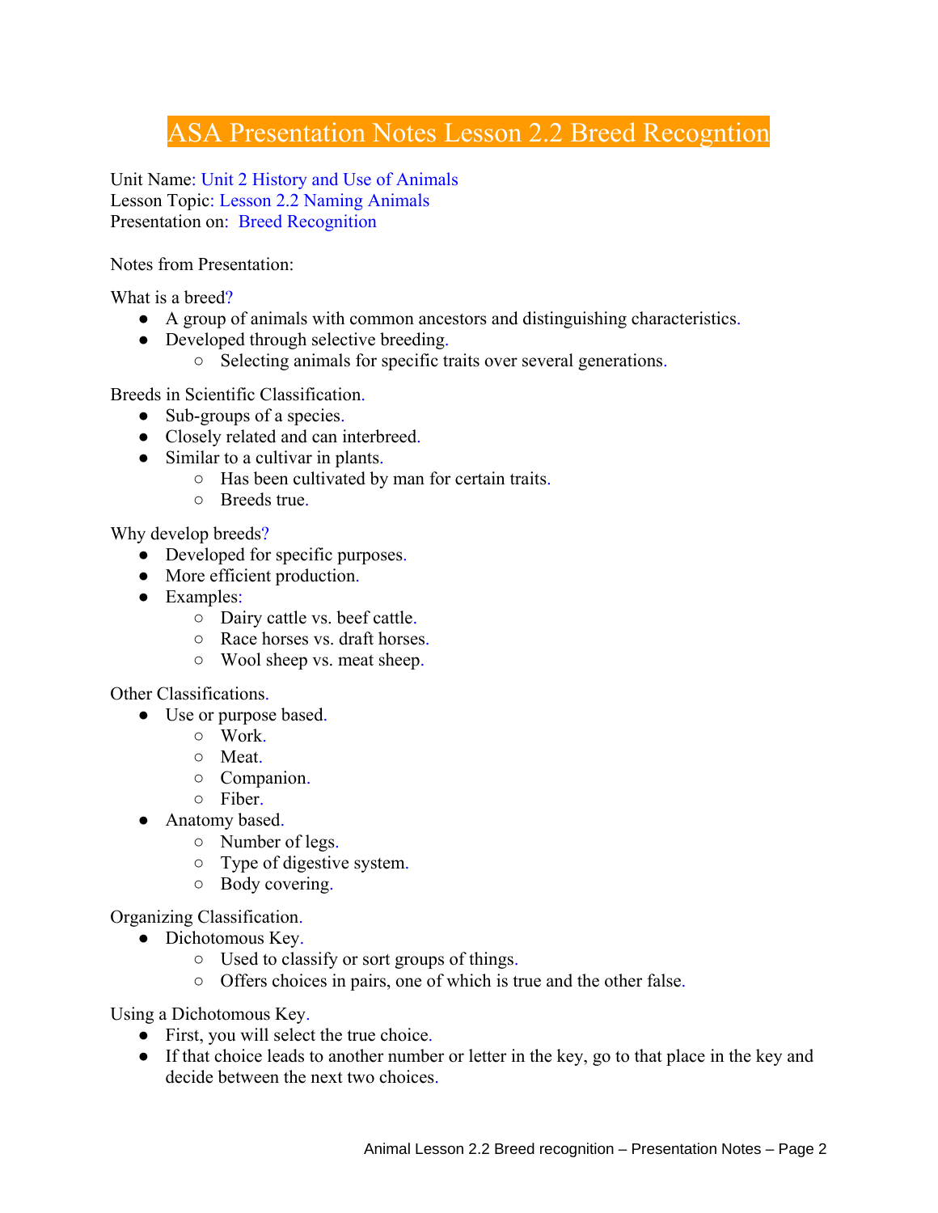# ASA Presentation Notes Lesson 2.2 Breed Recogntion

Unit Name: Unit 2 History and Use of Animals
Lesson Topic: Lesson 2.2 Naming Animals
Presentation on: Breed Recognition

Notes from Presentation:

What is a breed?

- A group of animals with common ancestors and distinguishing characteristics.
- Developed through selective breeding.
  - Selecting animals for specific traits over several generations.

Breeds in Scientific Classification.

- Sub-groups of a species.
- Closely related and can interbreed.
- Similar to a cultivar in plants.
  - Has been cultivated by man for certain traits.
  - Breeds true.

Why develop breeds?

- Developed for specific purposes.
- More efficient production.
- Examples:
  - Dairy cattle vs. beef cattle.
  - Race horses vs. draft horses.
  - Wool sheep vs. meat sheep.

Other Classifications.

- Use or purpose based.
  - Work.
  - Meat.
  - Companion.
  - Fiber.
- Anatomy based.
  - Number of legs.
  - Type of digestive system.
  - Body covering.

Organizing Classification.

- Dichotomous Key.
  - Used to classify or sort groups of things.
  - Offers choices in pairs, one of which is true and the other false.

Using a Dichotomous Key.

- First, you will select the true choice.
- If that choice leads to another number or letter in the key, go to that place in the key and decide between the next two choices.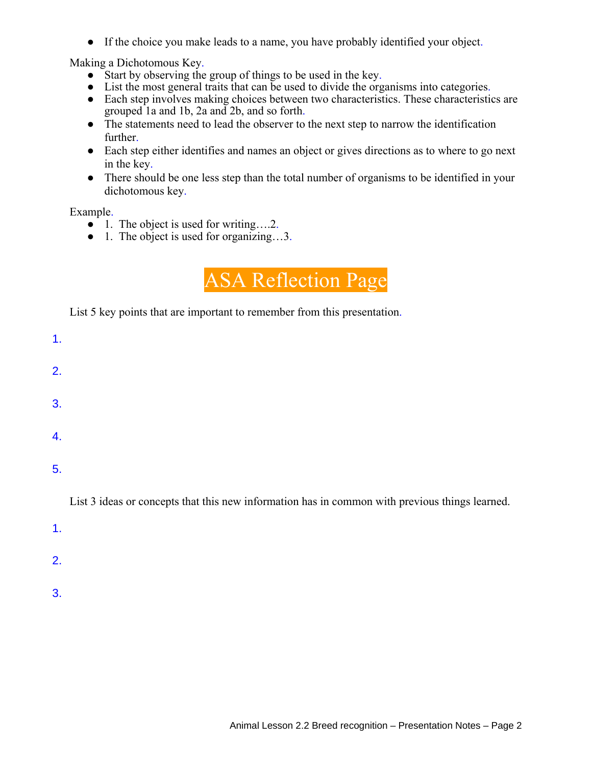- If the choice you make leads to a name, you have probably identified your object.

Making a Dichotomous Key.

- Start by observing the group of things to be used in the key.
- List the most general traits that can be used to divide the organisms into categories.
- Each step involves making choices between two characteristics. These characteristics are grouped 1a and 1b, 2a and 2b, and so forth.
- The statements need to lead the observer to the next step to narrow the identification further.
- Each step either identifies and names an object or gives directions as to where to go next in the key.
- There should be one less step than the total number of organisms to be identified in your dichotomous key.

Example.

- 1. The object is used for writing….2.
- 1. The object is used for organizing…3.

# ASA Reflection Page

List 5 key points that are important to remember from this presentation.

1.

2.

3.

4.

5.

List 3 ideas or concepts that this new information has in common with previous things learned.

1.

2.

3.